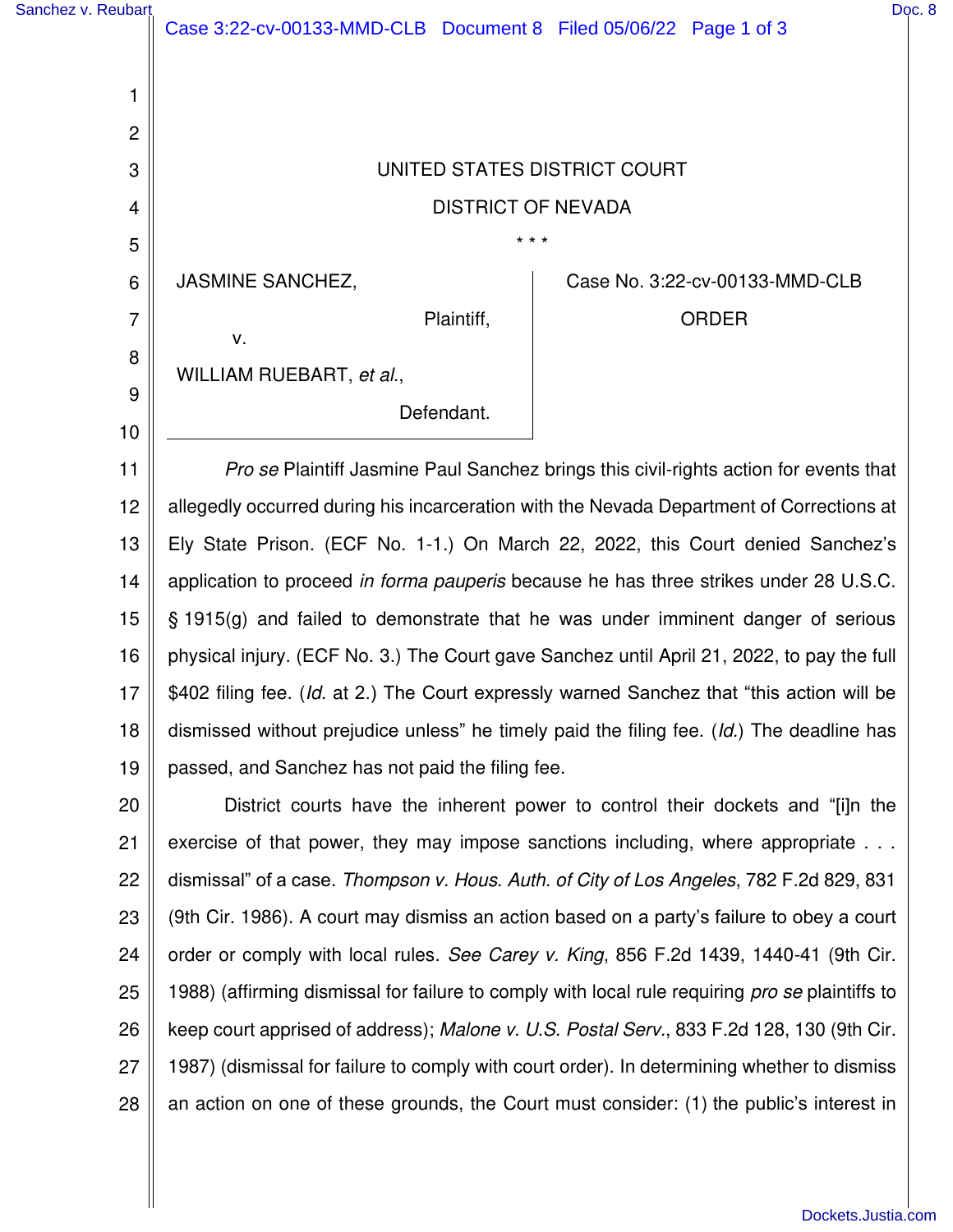UNITED STATES DISTRICT COURT

DISTRICT OF NEVADA

\* \* \*

JASMINE SANCHEZ,

Plaintiff,

v.

WILLIAM RUEBART, *et al.*,

Defendant.

Case No. 3:22-cv-00133-MMD-CLB

ORDER

*Pro se* Plaintiff Jasmine Paul Sanchez brings this civil-rights action for events that allegedly occurred during his incarceration with the Nevada Department of Corrections at Ely State Prison. (ECF No. 1-1.) On March 22, 2022, this Court denied Sanchez's application to proceed *in forma pauperis* because he has three strikes under 28 U.S.C. § 1915(g) and failed to demonstrate that he was under imminent danger of serious physical injury. (ECF No. 3.) The Court gave Sanchez until April 21, 2022, to pay the full $402 filing fee. (*Id.* at 2.) The Court expressly warned Sanchez that "this action will be dismissed without prejudice unless" he timely paid the filing fee. (*Id.*) The deadline has passed, and Sanchez has not paid the filing fee.

District courts have the inherent power to control their dockets and "[i]n the exercise of that power, they may impose sanctions including, where appropriate . . . dismissal" of a case. *Thompson v. Hous. Auth. of City of Los Angeles*, 782 F.2d 829, 831 (9th Cir. 1986). A court may dismiss an action based on a party's failure to obey a court order or comply with local rules. *See Carey v. King*, 856 F.2d 1439, 1440-41 (9th Cir. 1988) (affirming dismissal for failure to comply with local rule requiring *pro se* plaintiffs to keep court apprised of address); *Malone v. U.S. Postal Serv.*, 833 F.2d 128, 130 (9th Cir. 1987) (dismissal for failure to comply with court order). In determining whether to dismiss an action on one of these grounds, the Court must consider: (1) the public's interest in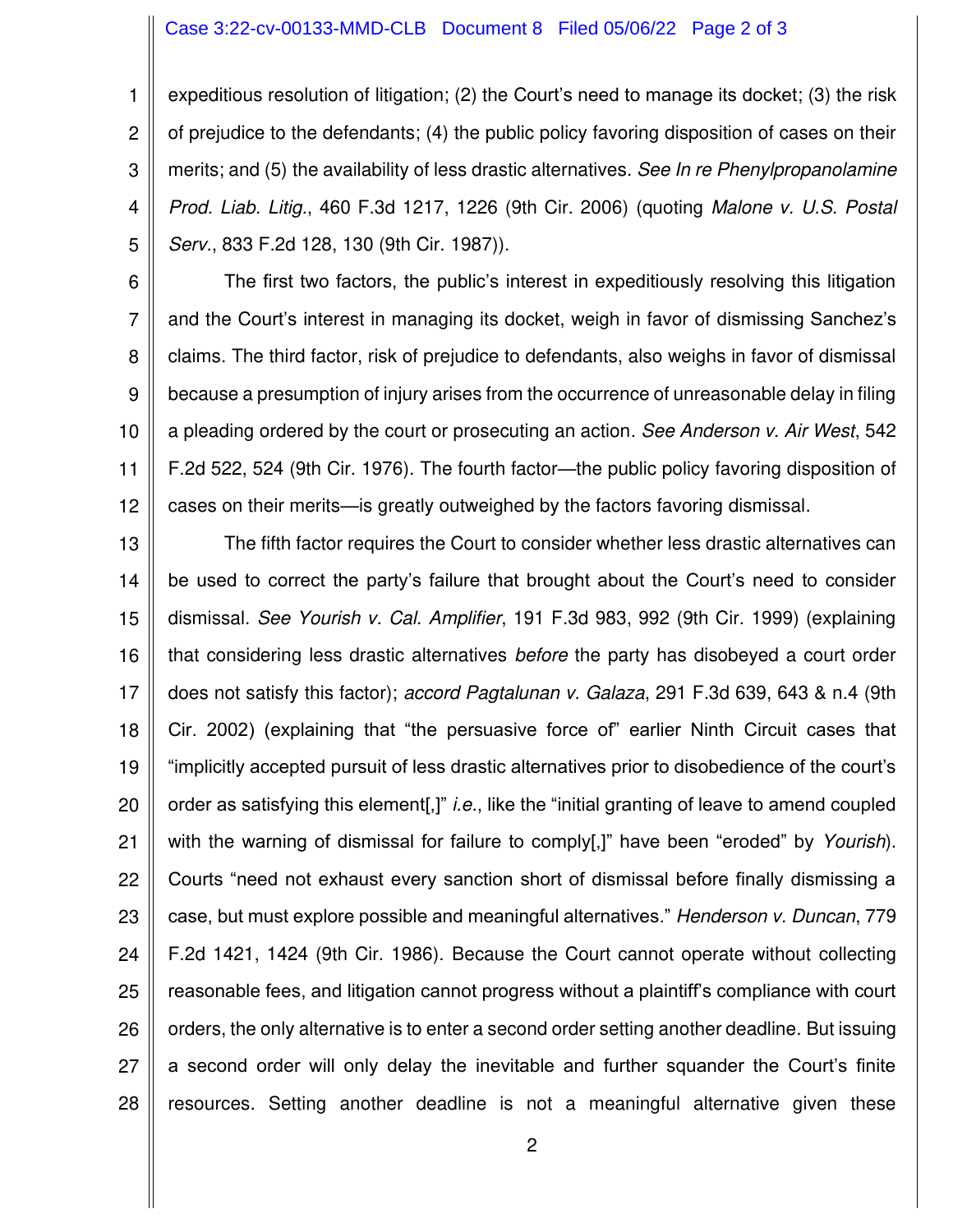expeditious resolution of litigation; (2) the Court's need to manage its docket; (3) the risk of prejudice to the defendants; (4) the public policy favoring disposition of cases on their merits; and (5) the availability of less drastic alternatives. *See In re Phenylpropanolamine Prod. Liab. Litig.*, 460 F.3d 1217, 1226 (9th Cir. 2006) (quoting *Malone v. U.S. Postal Serv.*, 833 F.2d 128, 130 (9th Cir. 1987)).

The first two factors, the public's interest in expeditiously resolving this litigation and the Court's interest in managing its docket, weigh in favor of dismissing Sanchez's claims. The third factor, risk of prejudice to defendants, also weighs in favor of dismissal because a presumption of injury arises from the occurrence of unreasonable delay in filing a pleading ordered by the court or prosecuting an action. *See Anderson v. Air West*, 542 F.2d 522, 524 (9th Cir. 1976). The fourth factor—the public policy favoring disposition of cases on their merits—is greatly outweighed by the factors favoring dismissal.

The fifth factor requires the Court to consider whether less drastic alternatives can be used to correct the party's failure that brought about the Court's need to consider dismissal. *See Yourish v. Cal. Amplifier*, 191 F.3d 983, 992 (9th Cir. 1999) (explaining that considering less drastic alternatives *before* the party has disobeyed a court order does not satisfy this factor); *accord Pagtalunan v. Galaza*, 291 F.3d 639, 643 & n.4 (9th Cir. 2002) (explaining that "the persuasive force of" earlier Ninth Circuit cases that "implicitly accepted pursuit of less drastic alternatives prior to disobedience of the court's order as satisfying this element[,]" *i.e.*, like the "initial granting of leave to amend coupled with the warning of dismissal for failure to comply[,]" have been "eroded" by *Yourish*). Courts "need not exhaust every sanction short of dismissal before finally dismissing a case, but must explore possible and meaningful alternatives." *Henderson v. Duncan*, 779 F.2d 1421, 1424 (9th Cir. 1986). Because the Court cannot operate without collecting reasonable fees, and litigation cannot progress without a plaintiff's compliance with court orders, the only alternative is to enter a second order setting another deadline. But issuing a second order will only delay the inevitable and further squander the Court's finite resources. Setting another deadline is not a meaningful alternative given these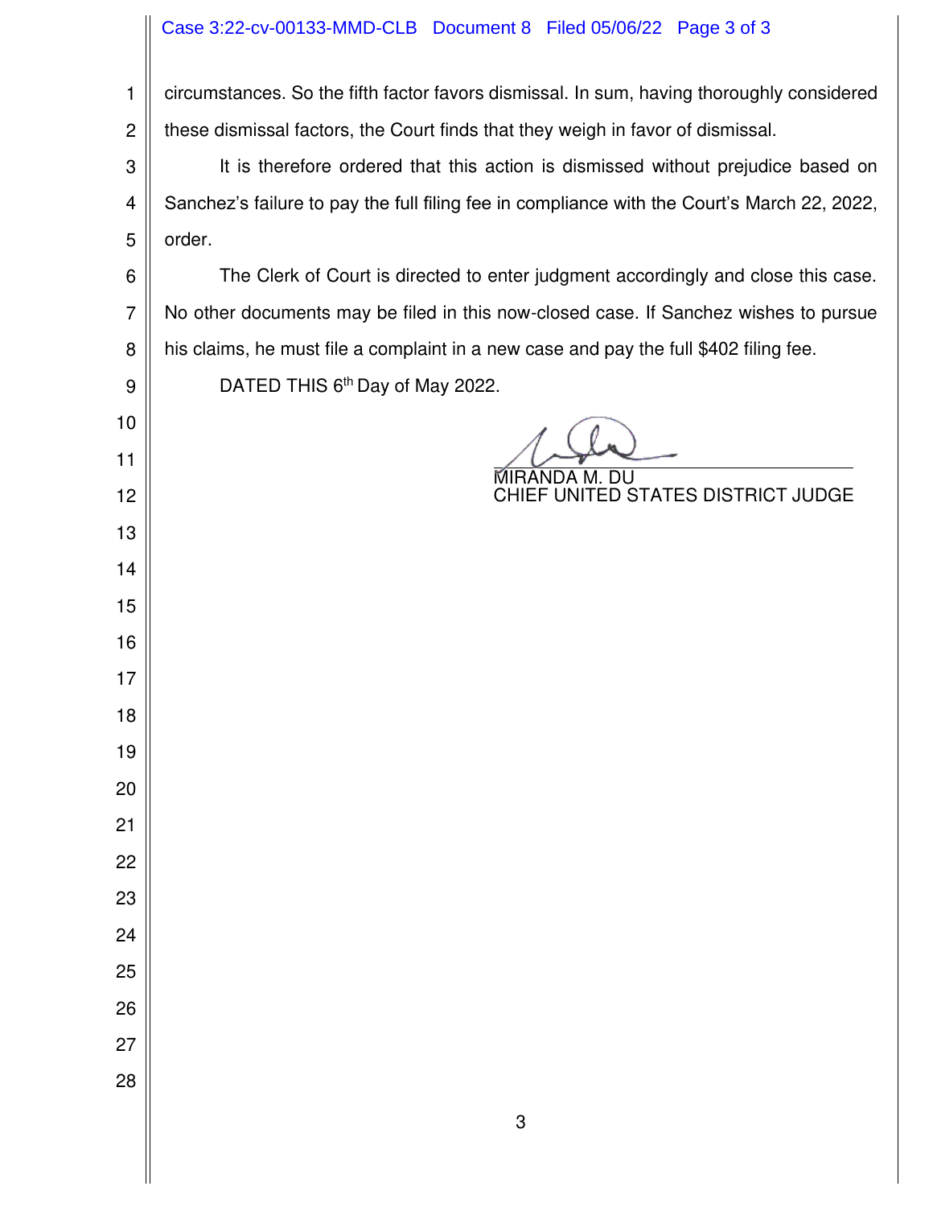circumstances. So the fifth factor favors dismissal. In sum, having thoroughly considered these dismissal factors, the Court finds that they weigh in favor of dismissal.

It is therefore ordered that this action is dismissed without prejudice based on Sanchez's failure to pay the full filing fee in compliance with the Court's March 22, 2022, order.

The Clerk of Court is directed to enter judgment accordingly and close this case. No other documents may be filed in this now-closed case. If Sanchez wishes to pursue his claims, he must file a complaint in a new case and pay the full $402 filing fee.

DATED THIS 6th Day of May 2022.

MIRANDA M. DU
CHIEF UNITED STATES DISTRICT JUDGE